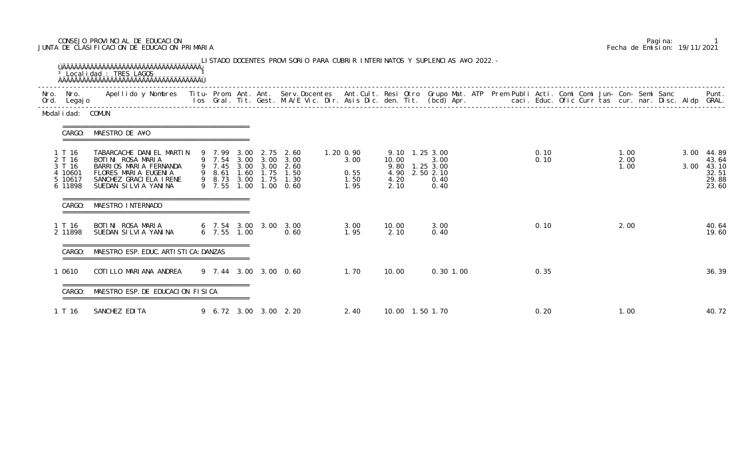CONSEJO PROVINCIAL DE EDUCACION
JUNTA DE CLASIFICACION DE EDUCACION PRIMARIA

Fecha de Emision: 19/11/2021

LISTADO DOCENTES PROVISORIO PARA CUBRIR INTERINATOS Y SUPLENCIAS A¥O 2022.-

Localidad : TRES LAGOS

Modalidad: COMUN

**CARGO: MAESTRO DE A¥O**

| Nro. Ord. | Nro. Legajo | Apellido y Nombres | Titulos | Prom. Gral. | Ant. Tit. | Ant. Gest. | Serv. Docentes M.A/E Vic. Dir. | Ant. Cult. Asis Dic. | Resi den. | Otro Tit. | Grupo Mat. (bcd) | ATP Apr. | Prem | Publi caci. | Acti. Educ. | Comi Ofic | Comi Curr | Jun- tas | Con- cur. | Semi nar. | Sanc Disc. | Aldp | Punt. GRAL. |
|---|---|---|---|---|---|---|---|---|---|---|---|---|---|---|---|---|---|---|---|---|---|---|---|
| 1 | T 16 | TABARCACHE DANIEL MARTIN | 9 | 7.99 | 3.00 | 2.75 | 2.60 | 1.20 0.90 | 9.10 | 1.25 | 3.00 | | | | 0.10 | | | | 1.00 | | | 3.00 | 44.89 |
| 2 | T 16 | BOTINI ROSA MARIA | 9 | 7.54 | 3.00 | 3.00 | 3.00 | 3.00 | 10.00 | | 3.00 | | | | 0.10 | | | | 2.00 | | | | 43.64 |
| 3 | T 16 | BARRIOS MARIA FERNANDA | 9 | 7.45 | 3.00 | 3.00 | 2.60 | | 9.80 | 1.25 | 3.00 | | | | | | | | 1.00 | | | 3.00 | 43.10 |
| 4 | 10601 | FLORES MARIA EUGENIA | 9 | 8.61 | 1.60 | 1.75 | 1.50 | 0.55 | 4.90 | 2.50 | 2.10 | | | | | | | | | | | | 32.51 |
| 5 | 10617 | SANCHEZ GRACIELA IRENE | 9 | 8.73 | 3.00 | 1.75 | 1.30 | 1.50 | 4.20 | | 0.40 | | | | | | | | | | | | 29.88 |
| 6 | 11898 | SUEDAN SILVIA YANINA | 9 | 7.55 | 1.00 | 1.00 | 0.60 | 1.95 | 2.10 | | 0.40 | | | | | | | | | | | | 23.60 |

**CARGO: MAESTRO INTERNADO**

| Nro. Ord. | Nro. Legajo | Apellido y Nombres | Titulos | Prom. Gral. | Ant. Tit. | Ant. Gest. | Serv. Docentes M.A/E Vic. Dir. | Ant. Cult. Asis Dic. | Resi den. | Otro Tit. | Grupo Mat. (bcd) | ATP Apr. | Prem | Publi caci. | Acti. Educ. | Comi Ofic | Comi Curr | Jun- tas | Con- cur. | Semi nar. | Sanc Disc. | Aldp | Punt. GRAL. |
|---|---|---|---|---|---|---|---|---|---|---|---|---|---|---|---|---|---|---|---|---|---|---|---|
| 1 | T 16 | BOTINI ROSA MARIA | 6 | 7.54 | 3.00 | 3.00 | 3.00 | 3.00 | 10.00 | | 3.00 | | | | 0.10 | | | | 2.00 | | | | 40.64 |
| 2 | 11898 | SUEDAN SILVIA YANINA | 6 | 7.55 | 1.00 | | 0.60 | 1.95 | 2.10 | | 0.40 | | | | | | | | | | | | 19.60 |

**CARGO: MAESTRO ESP. EDUC. ARTISTICA: DANZAS**

| Nro. Ord. | Nro. Legajo | Apellido y Nombres | Titulos | Prom. Gral. | Ant. Tit. | Ant. Gest. | Serv. Docentes M.A/E Vic. Dir. | Ant. Cult. Asis Dic. | Resi den. | Otro Tit. | Grupo Mat. (bcd) | ATP Apr. | Prem | Publi caci. | Acti. Educ. | Comi Ofic | Comi Curr | Jun- tas | Con- cur. | Semi nar. | Sanc Disc. | Aldp | Punt. GRAL. |
|---|---|---|---|---|---|---|---|---|---|---|---|---|---|---|---|---|---|---|---|---|---|---|---|
| 1 | 0610 | COTILLO MARIANA ANDREA | 9 | 7.44 | 3.00 | 3.00 | 0.60 | 1.70 | 10.00 | | 0.30 | 1.00 | | | 0.35 | | | | | | | | 36.39 |

**CARGO: MAESTRO ESP. DE EDUCACION FISICA**

| Nro. Ord. | Nro. Legajo | Apellido y Nombres | Titulos | Prom. Gral. | Ant. Tit. | Ant. Gest. | Serv. Docentes M.A/E Vic. Dir. | Ant. Cult. Asis Dic. | Resi den. | Otro Tit. | Grupo Mat. (bcd) | ATP Apr. | Prem | Publi caci. | Acti. Educ. | Comi Ofic | Comi Curr | Jun- tas | Con- cur. | Semi nar. | Sanc Disc. | Aldp | Punt. GRAL. |
|---|---|---|---|---|---|---|---|---|---|---|---|---|---|---|---|---|---|---|---|---|---|---|---|
| 1 | T 16 | SANCHEZ EDITA | 9 | 6.72 | 3.00 | 3.00 | 2.20 | 2.40 | 10.00 | 1.50 | 1.70 | | | | 0.20 | | | | 1.00 | | | | 40.72 |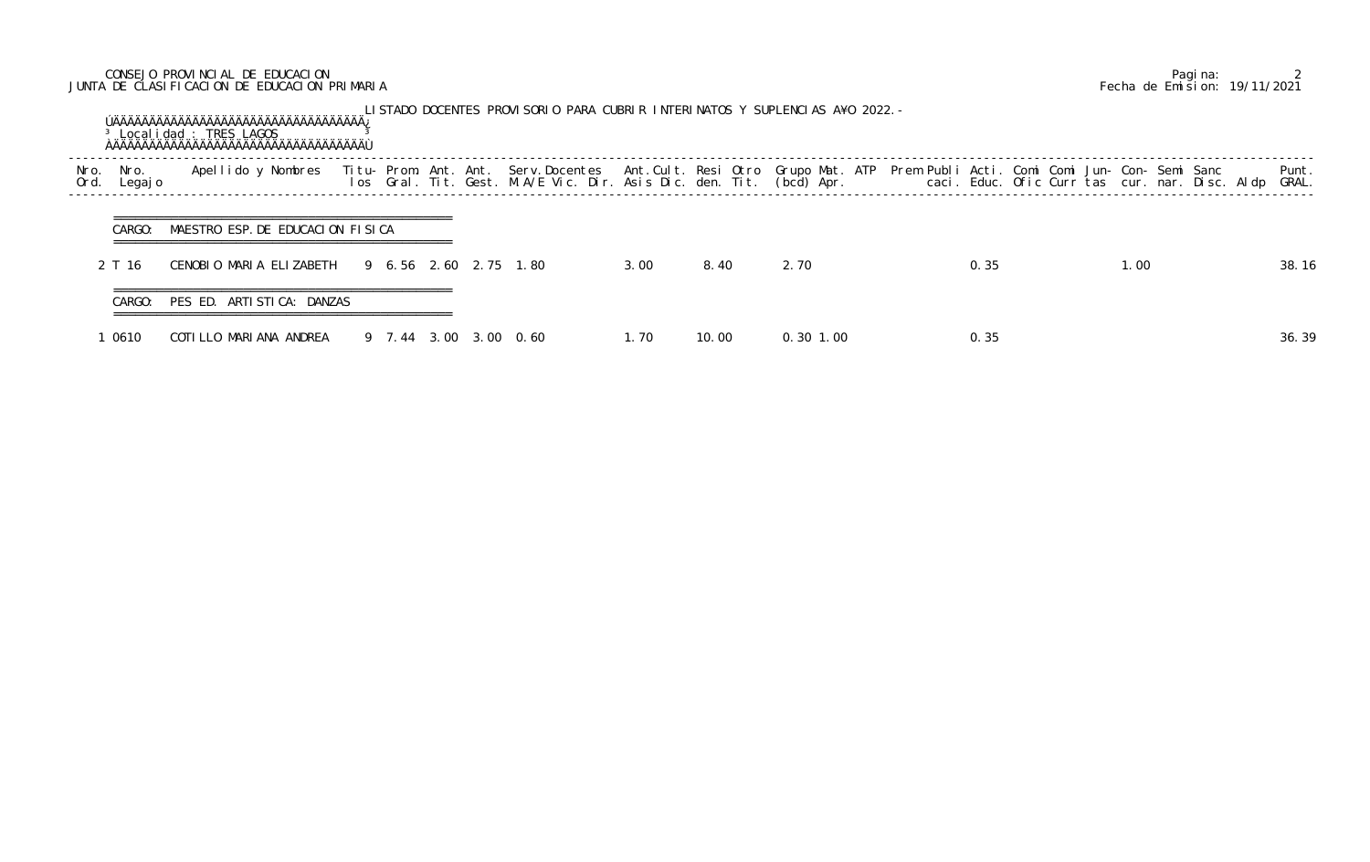CONSEJO PROVINCIAL DE EDUCACION
JUNTA DE CLASIFICACION DE EDUCACION PRIMARIA

Pagina: 2
Fecha de Emision: 19/11/2021

LISTADO DOCENTES PROVISORIO PARA CUBRIR INTERINATOS Y SUPLENCIAS A¥O 2022.-

Localidad : TRES LAGOS

| Nro. Ord. | Nro. Legajo | Apellido y Nombres | Titulos | Prom. Gral. | Ant. Tit. | Ant. Gest. | Serv.Docentes M.A/E Vic. Dir. | Ant.Cult. Asis Dic. | Resi den. | Otro Tit. | Grupo (bcd) | Mat. Apr. | ATP | Prem | Publi caci. | Acti. Educ. | Comi Ofic | Comi Curr | Jun- tas | Con- cur. | Semi nar. | Sanc Disc. | Aldp | Punt. GRAL. |
|---|---|---|---|---|---|---|---|---|---|---|---|---|---|---|---|---|---|---|---|---|---|---|---|---|
| **CARGO: MAESTRO ESP.DE EDUCACION FISICA** | | | | | | | | | | | | | | | | | | | | | | | | |
| 2 | T 16 | CENOBIO MARIA ELIZABETH | 9 | 6.56 | 2.60 | 2.75 | 1.80 | 3.00 | 8.40 | | 2.70 | | | | | 0.35 | | | | 1.00 | | | | 38.16 |
| **CARGO: PES ED. ARTISTICA: DANZAS** | | | | | | | | | | | | | | | | | | | | | | | | |
| 1 | 0610 | COTILLO MARIANA ANDREA | 9 | 7.44 | 3.00 | 3.00 | 0.60 | 1.70 | 10.00 | | 0.30 | 1.00 | | | | 0.35 | | | | | | | | 36.39 |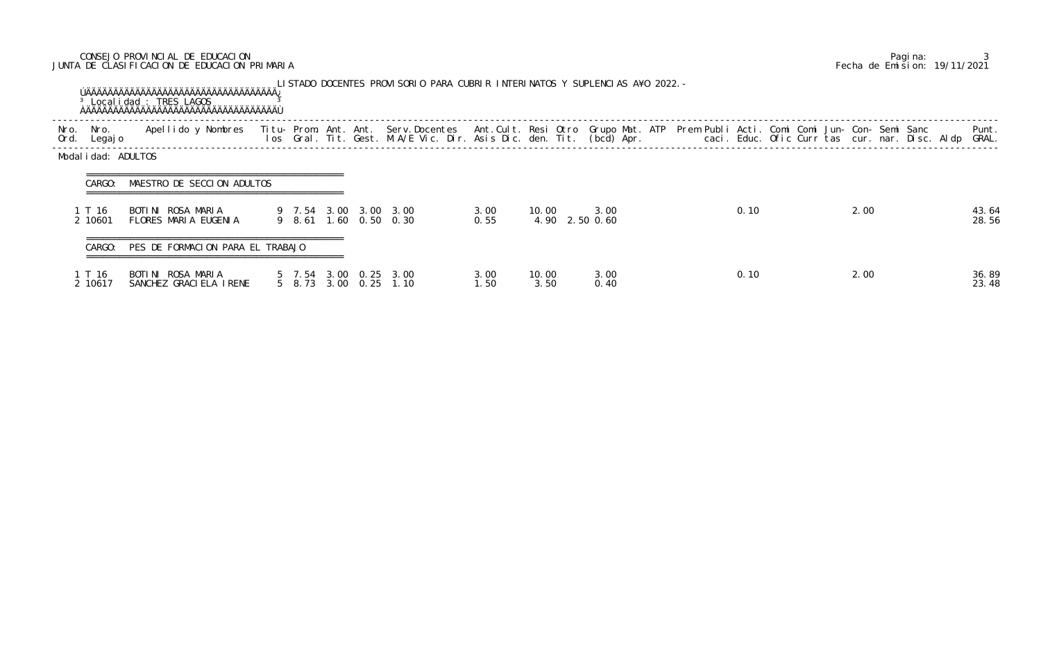CONSEJO PROVINCIAL DE EDUCACION
JUNTA DE CLASIFICACION DE EDUCACION PRIMARIA

Pagina: 3
Fecha de Emision: 19/11/2021

LISTADO DOCENTES PROVISORIO PARA CUBRIR INTERINATOS Y SUPLENCIAS A¥O 2022.-

Localidad : TRES LAGOS

Modalidad: ADULTOS

CARGO: MAESTRO DE SECCION ADULTOS

| Nro. Ord. | Nro. Legajo | Apellido y Nombres | Titulos | Prom. Gral. | Ant. Tit. | Ant. Gest. | Serv.Docentes M.A/E Vic. Dir. | Ant.Cult. Asis Dic. | Resi den. | Otro Tit. | Grupo (bcd) | Mat. Apr. | ATP | Prem | Publi caci. | Acti. Educ. | Comi Ofic | Comi Curr | Jun- tas | Con- cur. | Semi nar. | Sanc Disc. | Aldp | Punt. GRAL. |
|---|---|---|---|---|---|---|---|---|---|---|---|---|---|---|---|---|---|---|---|---|---|---|---|---|
| 1 | T 16 | BOTINI ROSA MARIA | 9 | 7.54 | 3.00 | 3.00 | 3.00 | 3.00 | 10.00 | | 3.00 | | | | | 0.10 | | | | 2.00 | | | | 43.64 |
| 2 | 10601 | FLORES MARIA EUGENIA | 9 | 8.61 | 1.60 | 0.50 | 0.30 | 0.55 | 4.90 | 2.50 | 0.60 | | | | | | | | | | | | | 28.56 |

CARGO: PES DE FORMACION PARA EL TRABAJO

| Nro. Ord. | Nro. Legajo | Apellido y Nombres | Titulos | Prom. Gral. | Ant. Tit. | Ant. Gest. | Serv.Docentes M.A/E Vic. Dir. | Ant.Cult. Asis Dic. | Resi den. | Otro Tit. | Grupo (bcd) | Mat. Apr. | ATP | Prem | Publi caci. | Acti. Educ. | Comi Ofic | Comi Curr | Jun- tas | Con- cur. | Semi nar. | Sanc Disc. | Aldp | Punt. GRAL. |
|---|---|---|---|---|---|---|---|---|---|---|---|---|---|---|---|---|---|---|---|---|---|---|---|---|
| 1 | T 16 | BOTINI ROSA MARIA | 5 | 7.54 | 3.00 | 0.25 | 3.00 | 3.00 | 10.00 | | 3.00 | | | | | 0.10 | | | | 2.00 | | | | 36.89 |
| 2 | 10617 | SANCHEZ GRACIELA IRENE | 5 | 8.73 | 3.00 | 0.25 | 1.10 | 1.50 | 3.50 | | 0.40 | | | | | | | | | | | | | 23.48 |